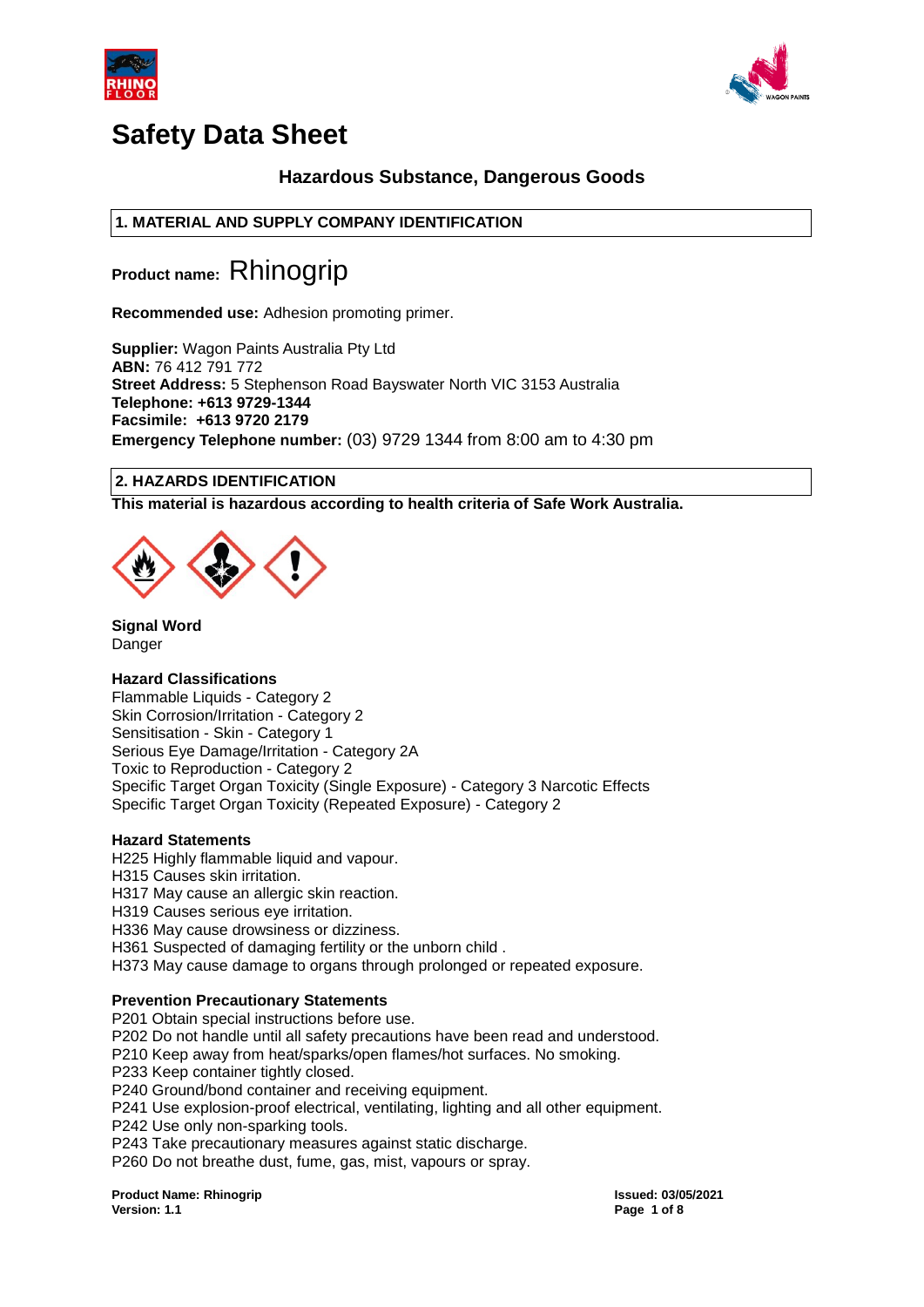# Safety Data Sheet

### Hazardous Substance, Dangerous Goods

## 1. MATERIAL AND SUPPLY COMPANY IDENTIFICATION

**Product name:** Rhinogrip

**Recommended use:** Adhesion promoting primer.

**Supplier:** Wagon Paints Australia Pty Ltd
**ABN:** 76 412 791 772
**Street Address:** 5 Stephenson Road Bayswater North VIC 3153 Australia
**Telephone: +613 9729-1344**
**Facsimile: +613 9720 2179**
**Emergency Telephone number:** (03) 9729 1344 from 8:00 am to 4:30 pm

## 2. HAZARDS IDENTIFICATION

**This material is hazardous according to health criteria of Safe Work Australia.**

**Signal Word**
Danger

**Hazard Classifications**
Flammable Liquids - Category 2
Skin Corrosion/Irritation - Category 2
Sensitisation - Skin - Category 1
Serious Eye Damage/Irritation - Category 2A
Toxic to Reproduction - Category 2
Specific Target Organ Toxicity (Single Exposure) - Category 3 Narcotic Effects
Specific Target Organ Toxicity (Repeated Exposure) - Category 2

**Hazard Statements**
H225 Highly flammable liquid and vapour.
H315 Causes skin irritation.
H317 May cause an allergic skin reaction.
H319 Causes serious eye irritation.
H336 May cause drowsiness or dizziness.
H361 Suspected of damaging fertility or the unborn child .
H373 May cause damage to organs through prolonged or repeated exposure.

**Prevention Precautionary Statements**
P201 Obtain special instructions before use.
P202 Do not handle until all safety precautions have been read and understood.
P210 Keep away from heat/sparks/open flames/hot surfaces. No smoking.
P233 Keep container tightly closed.
P240 Ground/bond container and receiving equipment.
P241 Use explosion-proof electrical, ventilating, lighting and all other equipment.
P242 Use only non-sparking tools.
P243 Take precautionary measures against static discharge.
P260 Do not breathe dust, fume, gas, mist, vapours or spray.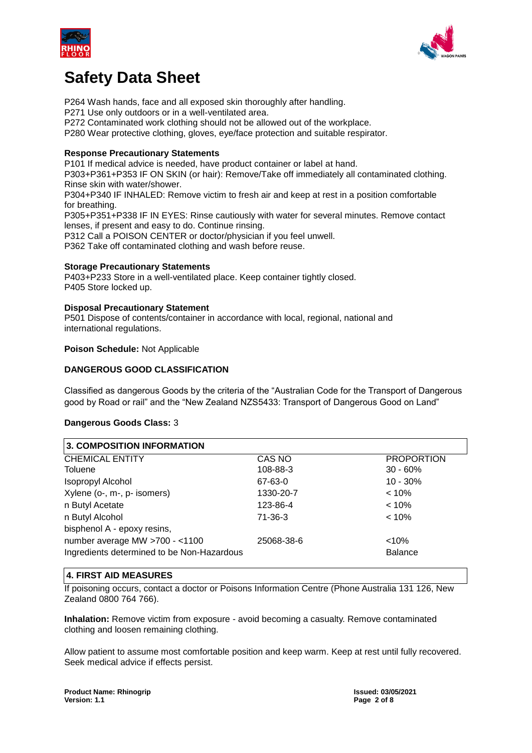# Safety Data Sheet

P264 Wash hands, face and all exposed skin thoroughly after handling.
P271 Use only outdoors or in a well-ventilated area.
P272 Contaminated work clothing should not be allowed out of the workplace.
P280 Wear protective clothing, gloves, eye/face protection and suitable respirator.

**Response Precautionary Statements**
P101 If medical advice is needed, have product container or label at hand.
P303+P361+P353 IF ON SKIN (or hair): Remove/Take off immediately all contaminated clothing. Rinse skin with water/shower.
P304+P340 IF INHALED: Remove victim to fresh air and keep at rest in a position comfortable for breathing.
P305+P351+P338 IF IN EYES: Rinse cautiously with water for several minutes. Remove contact lenses, if present and easy to do. Continue rinsing.
P312 Call a POISON CENTER or doctor/physician if you feel unwell.
P362 Take off contaminated clothing and wash before reuse.

**Storage Precautionary Statements**
P403+P233 Store in a well-ventilated place. Keep container tightly closed.
P405 Store locked up.

**Disposal Precautionary Statement**
P501 Dispose of contents/container in accordance with local, regional, national and international regulations.

**Poison Schedule:** Not Applicable

**DANGEROUS GOOD CLASSIFICATION**

Classified as dangerous Goods by the criteria of the "Australian Code for the Transport of Dangerous good by Road or rail" and the "New Zealand NZS5433: Transport of Dangerous Good on Land"

**Dangerous Goods Class:** 3

## 3. COMPOSITION INFORMATION

| CHEMICAL ENTITY | CAS NO | PROPORTION |
|---|---|---|
| Toluene | 108-88-3 | 30 - 60% |
| Isopropyl Alcohol | 67-63-0 | 10 - 30% |
| Xylene (o-, m-, p- isomers) | 1330-20-7 | < 10% |
| n Butyl Acetate | 123-86-4 | < 10% |
| n Butyl Alcohol | 71-36-3 | < 10% |
| bisphenol A - epoxy resins, number average MW >700 - <1100 | 25068-38-6 | <10% |
| Ingredients determined to be Non-Hazardous | | Balance |

## 4. FIRST AID MEASURES

If poisoning occurs, contact a doctor or Poisons Information Centre (Phone Australia 131 126, New Zealand 0800 764 766).

**Inhalation:** Remove victim from exposure - avoid becoming a casualty. Remove contaminated clothing and loosen remaining clothing.

Allow patient to assume most comfortable position and keep warm. Keep at rest until fully recovered. Seek medical advice if effects persist.

**Product Name: Rhinogrip**
**Version: 1.1**

**Issued: 03/05/2021**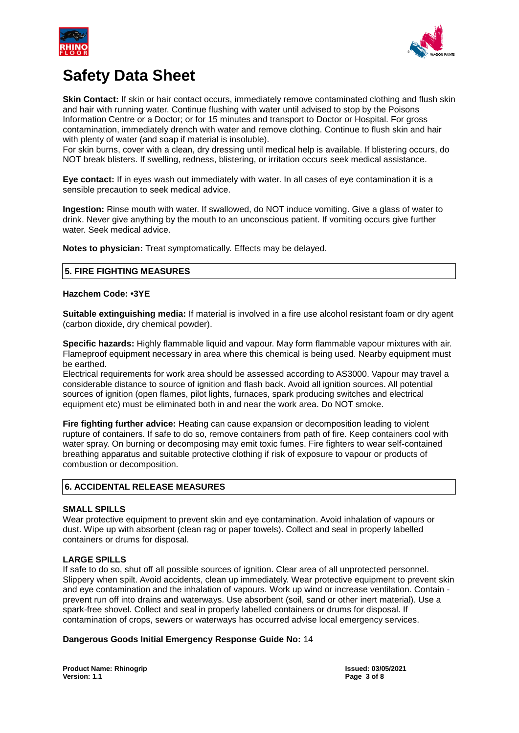# Safety Data Sheet

**Skin Contact:** If skin or hair contact occurs, immediately remove contaminated clothing and flush skin and hair with running water. Continue flushing with water until advised to stop by the Poisons Information Centre or a Doctor; or for 15 minutes and transport to Doctor or Hospital. For gross contamination, immediately drench with water and remove clothing. Continue to flush skin and hair with plenty of water (and soap if material is insoluble).
For skin burns, cover with a clean, dry dressing until medical help is available. If blistering occurs, do NOT break blisters. If swelling, redness, blistering, or irritation occurs seek medical assistance.

**Eye contact:** If in eyes wash out immediately with water. In all cases of eye contamination it is a sensible precaution to seek medical advice.

**Ingestion:** Rinse mouth with water. If swallowed, do NOT induce vomiting. Give a glass of water to drink. Never give anything by the mouth to an unconscious patient. If vomiting occurs give further water. Seek medical advice.

**Notes to physician:** Treat symptomatically. Effects may be delayed.

## 5. FIRE FIGHTING MEASURES

**Hazchem Code: •3YE**

**Suitable extinguishing media:** If material is involved in a fire use alcohol resistant foam or dry agent (carbon dioxide, dry chemical powder).

**Specific hazards:** Highly flammable liquid and vapour. May form flammable vapour mixtures with air. Flameproof equipment necessary in area where this chemical is being used. Nearby equipment must be earthed.
Electrical requirements for work area should be assessed according to AS3000. Vapour may travel a considerable distance to source of ignition and flash back. Avoid all ignition sources. All potential sources of ignition (open flames, pilot lights, furnaces, spark producing switches and electrical equipment etc) must be eliminated both in and near the work area. Do NOT smoke.

**Fire fighting further advice:** Heating can cause expansion or decomposition leading to violent rupture of containers. If safe to do so, remove containers from path of fire. Keep containers cool with water spray. On burning or decomposing may emit toxic fumes. Fire fighters to wear self-contained breathing apparatus and suitable protective clothing if risk of exposure to vapour or products of combustion or decomposition.

## 6. ACCIDENTAL RELEASE MEASURES

**SMALL SPILLS**
Wear protective equipment to prevent skin and eye contamination. Avoid inhalation of vapours or dust. Wipe up with absorbent (clean rag or paper towels). Collect and seal in properly labelled containers or drums for disposal.

**LARGE SPILLS**
If safe to do so, shut off all possible sources of ignition. Clear area of all unprotected personnel. Slippery when spilt. Avoid accidents, clean up immediately. Wear protective equipment to prevent skin and eye contamination and the inhalation of vapours. Work up wind or increase ventilation. Contain - prevent run off into drains and waterways. Use absorbent (soil, sand or other inert material). Use a spark-free shovel. Collect and seal in properly labelled containers or drums for disposal. If contamination of crops, sewers or waterways has occurred advise local emergency services.

**Dangerous Goods Initial Emergency Response Guide No:** 14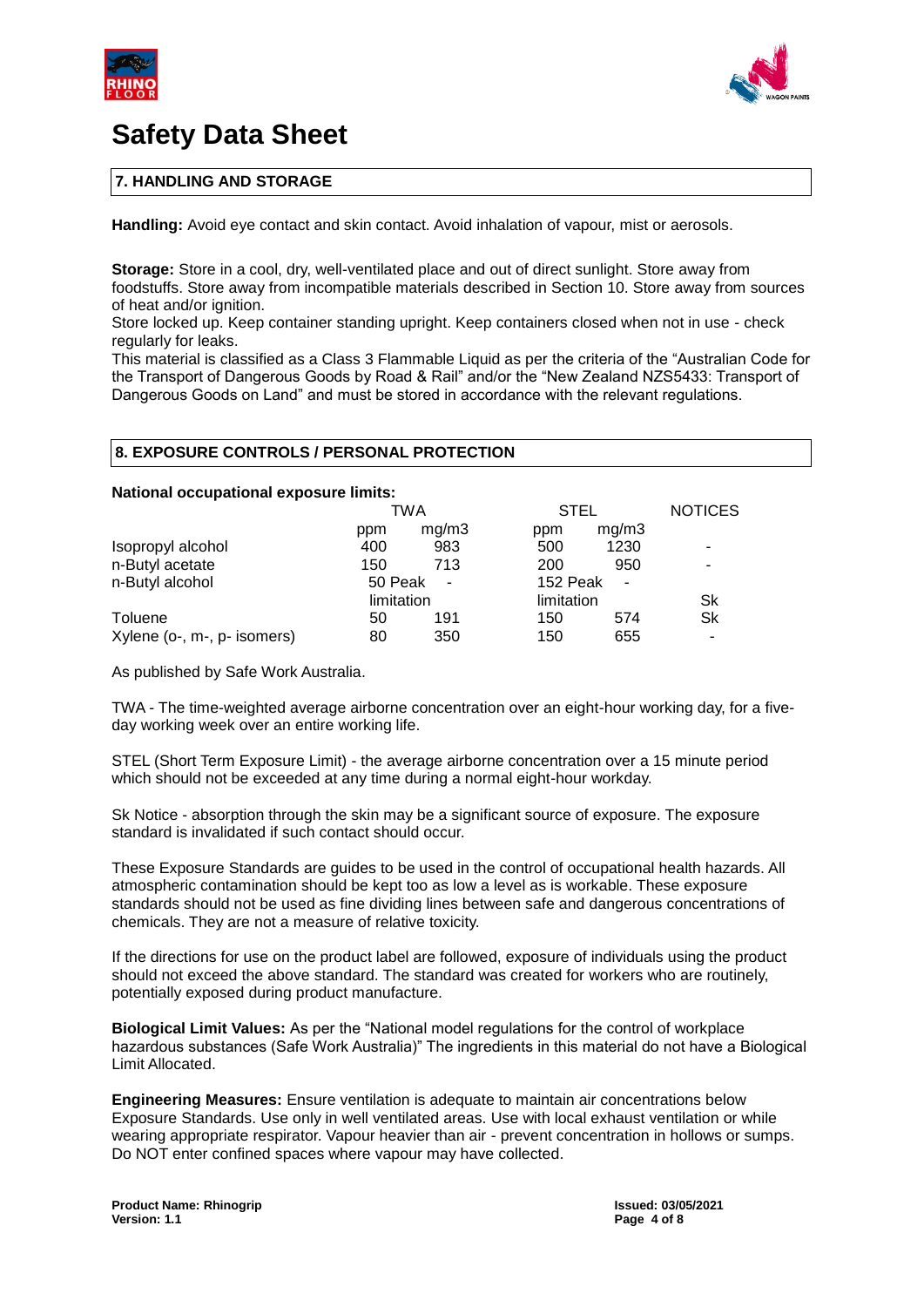# Safety Data Sheet

## 7. HANDLING AND STORAGE

**Handling:** Avoid eye contact and skin contact. Avoid inhalation of vapour, mist or aerosols.

**Storage:** Store in a cool, dry, well-ventilated place and out of direct sunlight. Store away from foodstuffs. Store away from incompatible materials described in Section 10. Store away from sources of heat and/or ignition.

Store locked up. Keep container standing upright. Keep containers closed when not in use - check regularly for leaks.

This material is classified as a Class 3 Flammable Liquid as per the criteria of the "Australian Code for the Transport of Dangerous Goods by Road & Rail" and/or the "New Zealand NZS5433: Transport of Dangerous Goods on Land" and must be stored in accordance with the relevant regulations.

## 8. EXPOSURE CONTROLS / PERSONAL PROTECTION

**National occupational exposure limits:**

| | TWA | | STEL | | NOTICES |
|---|---|---|---|---|---|
| | ppm | mg/m3 | ppm | mg/m3 | |
| Isopropyl alcohol | 400 | 983 | 500 | 1230 | - |
| n-Butyl acetate | 150 | 713 | 200 | 950 | - |
| n-Butyl alcohol | 50 Peak limitation | - | 152 Peak limitation | - | Sk |
| Toluene | 50 | 191 | 150 | 574 | Sk |
| Xylene (o-, m-, p- isomers) | 80 | 350 | 150 | 655 | - |

As published by Safe Work Australia.

TWA - The time-weighted average airborne concentration over an eight-hour working day, for a five-day working week over an entire working life.

STEL (Short Term Exposure Limit) - the average airborne concentration over a 15 minute period which should not be exceeded at any time during a normal eight-hour workday.

Sk Notice - absorption through the skin may be a significant source of exposure. The exposure standard is invalidated if such contact should occur.

These Exposure Standards are guides to be used in the control of occupational health hazards. All atmospheric contamination should be kept too as low a level as is workable. These exposure standards should not be used as fine dividing lines between safe and dangerous concentrations of chemicals. They are not a measure of relative toxicity.

If the directions for use on the product label are followed, exposure of individuals using the product should not exceed the above standard. The standard was created for workers who are routinely, potentially exposed during product manufacture.

**Biological Limit Values:** As per the "National model regulations for the control of workplace hazardous substances (Safe Work Australia)" The ingredients in this material do not have a Biological Limit Allocated.

**Engineering Measures:** Ensure ventilation is adequate to maintain air concentrations below Exposure Standards. Use only in well ventilated areas. Use with local exhaust ventilation or while wearing appropriate respirator. Vapour heavier than air - prevent concentration in hollows or sumps. Do NOT enter confined spaces where vapour may have collected.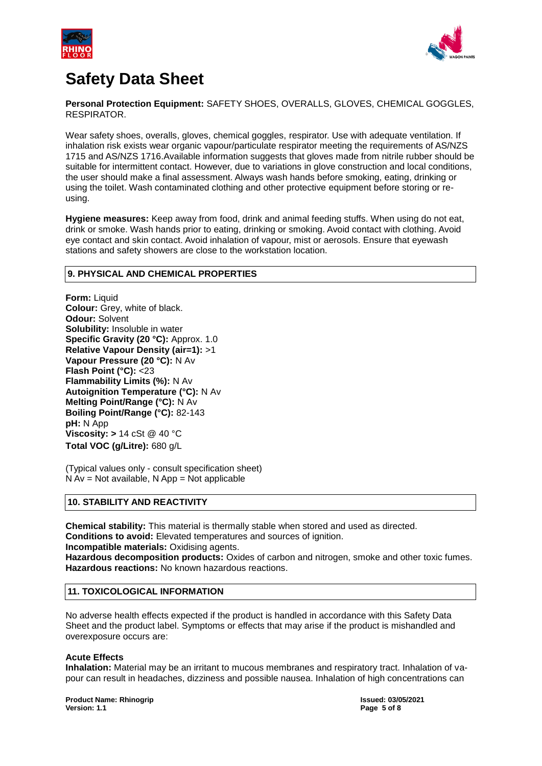# Safety Data Sheet

**Personal Protection Equipment:** SAFETY SHOES, OVERALLS, GLOVES, CHEMICAL GOGGLES, RESPIRATOR.

Wear safety shoes, overalls, gloves, chemical goggles, respirator. Use with adequate ventilation. If inhalation risk exists wear organic vapour/particulate respirator meeting the requirements of AS/NZS 1715 and AS/NZS 1716.Available information suggests that gloves made from nitrile rubber should be suitable for intermittent contact. However, due to variations in glove construction and local conditions, the user should make a final assessment. Always wash hands before smoking, eating, drinking or using the toilet. Wash contaminated clothing and other protective equipment before storing or re-using.

**Hygiene measures:** Keep away from food, drink and animal feeding stuffs. When using do not eat, drink or smoke. Wash hands prior to eating, drinking or smoking. Avoid contact with clothing. Avoid eye contact and skin contact. Avoid inhalation of vapour, mist or aerosols. Ensure that eyewash stations and safety showers are close to the workstation location.

## 9. PHYSICAL AND CHEMICAL PROPERTIES

**Form:** Liquid
**Colour:** Grey, white of black.
**Odour:** Solvent
**Solubility:** Insoluble in water
**Specific Gravity (20 °C):** Approx. 1.0
**Relative Vapour Density (air=1):** >1
**Vapour Pressure (20 °C):** N Av
**Flash Point (°C):** <23
**Flammability Limits (%):** N Av
**Autoignition Temperature (°C):** N Av
**Melting Point/Range (°C):** N Av
**Boiling Point/Range (°C):** 82-143
**pH:** N App
**Viscosity: >** 14 cSt @ 40 °C
**Total VOC (g/Litre):** 680 g/L

(Typical values only - consult specification sheet)
N Av = Not available, N App = Not applicable

## 10. STABILITY AND REACTIVITY

**Chemical stability:** This material is thermally stable when stored and used as directed.
**Conditions to avoid:** Elevated temperatures and sources of ignition.
**Incompatible materials:** Oxidising agents.
**Hazardous decomposition products:** Oxides of carbon and nitrogen, smoke and other toxic fumes.
**Hazardous reactions:** No known hazardous reactions.

## 11. TOXICOLOGICAL INFORMATION

No adverse health effects expected if the product is handled in accordance with this Safety Data Sheet and the product label. Symptoms or effects that may arise if the product is mishandled and overexposure occurs are:

**Acute Effects**
**Inhalation:** Material may be an irritant to mucous membranes and respiratory tract. Inhalation of vapour can result in headaches, dizziness and possible nausea. Inhalation of high concentrations can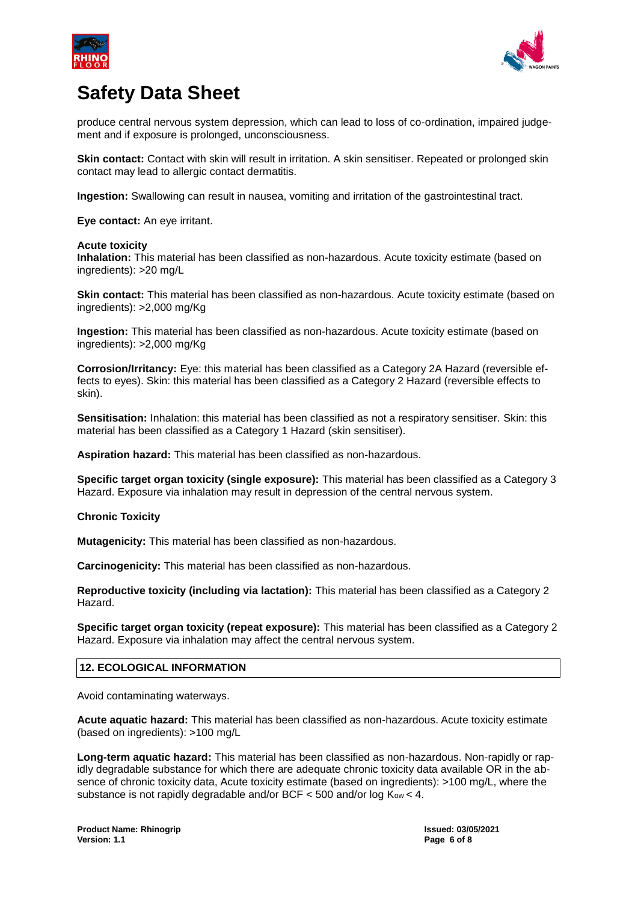produce central nervous system depression, which can lead to loss of co-ordination, impaired judgement and if exposure is prolonged, unconsciousness.

**Skin contact:** Contact with skin will result in irritation. A skin sensitiser. Repeated or prolonged skin contact may lead to allergic contact dermatitis.

**Ingestion:** Swallowing can result in nausea, vomiting and irritation of the gastrointestinal tract.

**Eye contact:** An eye irritant.

**Acute toxicity**

**Inhalation:** This material has been classified as non-hazardous. Acute toxicity estimate (based on ingredients): >20 mg/L

**Skin contact:** This material has been classified as non-hazardous. Acute toxicity estimate (based on ingredients): >2,000 mg/Kg

**Ingestion:** This material has been classified as non-hazardous. Acute toxicity estimate (based on ingredients): >2,000 mg/Kg

**Corrosion/Irritancy:** Eye: this material has been classified as a Category 2A Hazard (reversible effects to eyes). Skin: this material has been classified as a Category 2 Hazard (reversible effects to skin).

**Sensitisation:** Inhalation: this material has been classified as not a respiratory sensitiser. Skin: this material has been classified as a Category 1 Hazard (skin sensitiser).

**Aspiration hazard:** This material has been classified as non-hazardous.

**Specific target organ toxicity (single exposure):** This material has been classified as a Category 3 Hazard. Exposure via inhalation may result in depression of the central nervous system.

**Chronic Toxicity**

**Mutagenicity:** This material has been classified as non-hazardous.

**Carcinogenicity:** This material has been classified as non-hazardous.

**Reproductive toxicity (including via lactation):** This material has been classified as a Category 2 Hazard.

**Specific target organ toxicity (repeat exposure):** This material has been classified as a Category 2 Hazard. Exposure via inhalation may affect the central nervous system.

## 12. ECOLOGICAL INFORMATION

Avoid contaminating waterways.

**Acute aquatic hazard:** This material has been classified as non-hazardous. Acute toxicity estimate (based on ingredients): >100 mg/L

**Long-term aquatic hazard:** This material has been classified as non-hazardous. Non-rapidly or rapidly degradable substance for which there are adequate chronic toxicity data available OR in the absence of chronic toxicity data, Acute toxicity estimate (based on ingredients): >100 mg/L, where the substance is not rapidly degradable and/or BCF < 500 and/or log $K_{ow} < 4$.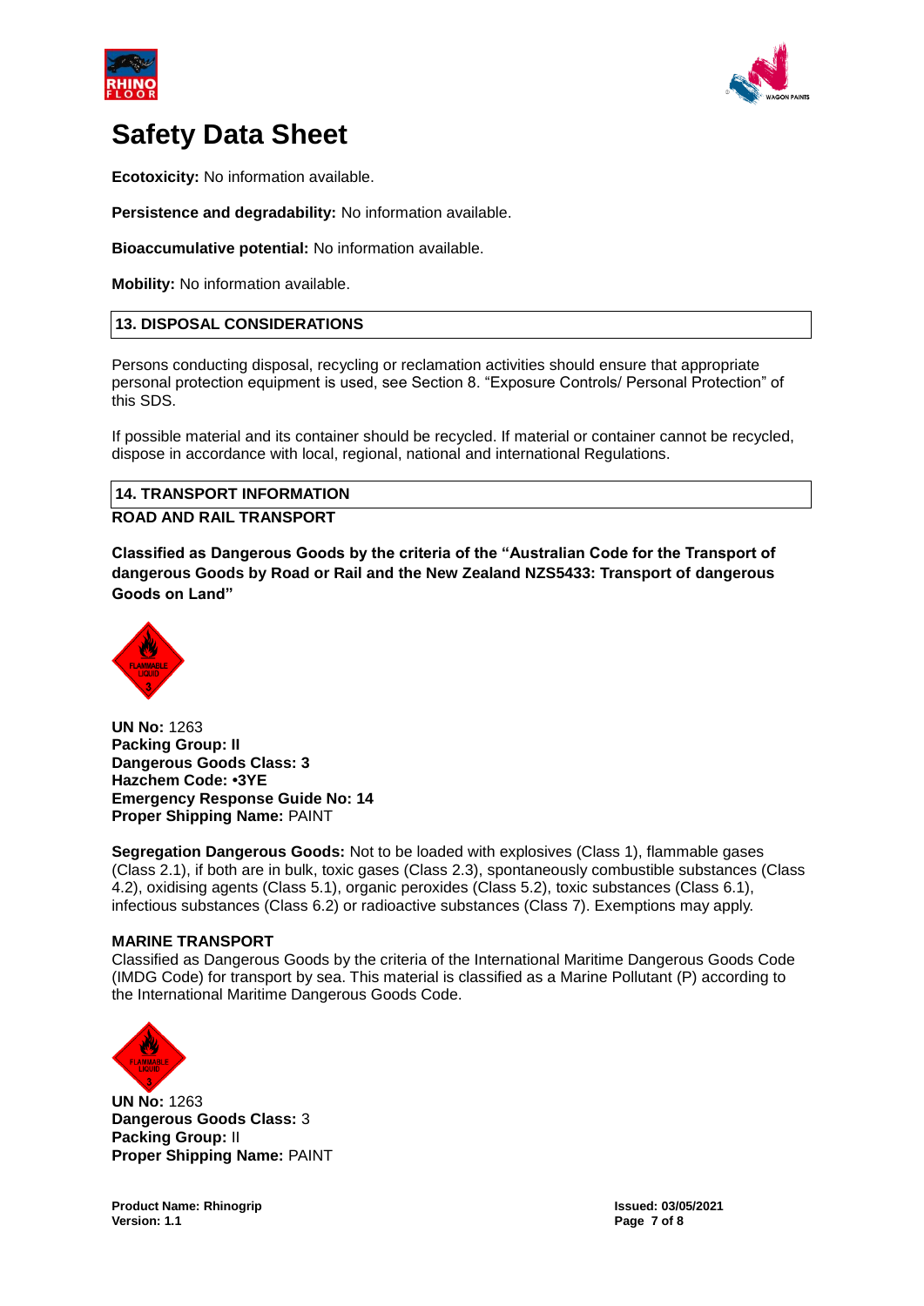# Safety Data Sheet

**Ecotoxicity:** No information available.

**Persistence and degradability:** No information available.

**Bioaccumulative potential:** No information available.

**Mobility:** No information available.

## 13. DISPOSAL CONSIDERATIONS

Persons conducting disposal, recycling or reclamation activities should ensure that appropriate personal protection equipment is used, see Section 8. "Exposure Controls/ Personal Protection" of this SDS.

If possible material and its container should be recycled. If material or container cannot be recycled, dispose in accordance with local, regional, national and international Regulations.

## 14. TRANSPORT INFORMATION

**ROAD AND RAIL TRANSPORT**

**Classified as Dangerous Goods by the criteria of the "Australian Code for the Transport of dangerous Goods by Road or Rail and the New Zealand NZS5433: Transport of dangerous Goods on Land"**

**UN No:** 1263
**Packing Group: II**
**Dangerous Goods Class: 3**
**Hazchem Code: •3YE**
**Emergency Response Guide No: 14**
**Proper Shipping Name:** PAINT

**Segregation Dangerous Goods:** Not to be loaded with explosives (Class 1), flammable gases (Class 2.1), if both are in bulk, toxic gases (Class 2.3), spontaneously combustible substances (Class 4.2), oxidising agents (Class 5.1), organic peroxides (Class 5.2), toxic substances (Class 6.1), infectious substances (Class 6.2) or radioactive substances (Class 7). Exemptions may apply.

**MARINE TRANSPORT**

Classified as Dangerous Goods by the criteria of the International Maritime Dangerous Goods Code (IMDG Code) for transport by sea. This material is classified as a Marine Pollutant (P) according to the International Maritime Dangerous Goods Code.

**UN No:** 1263
**Dangerous Goods Class:** 3
**Packing Group:** II
**Proper Shipping Name:** PAINT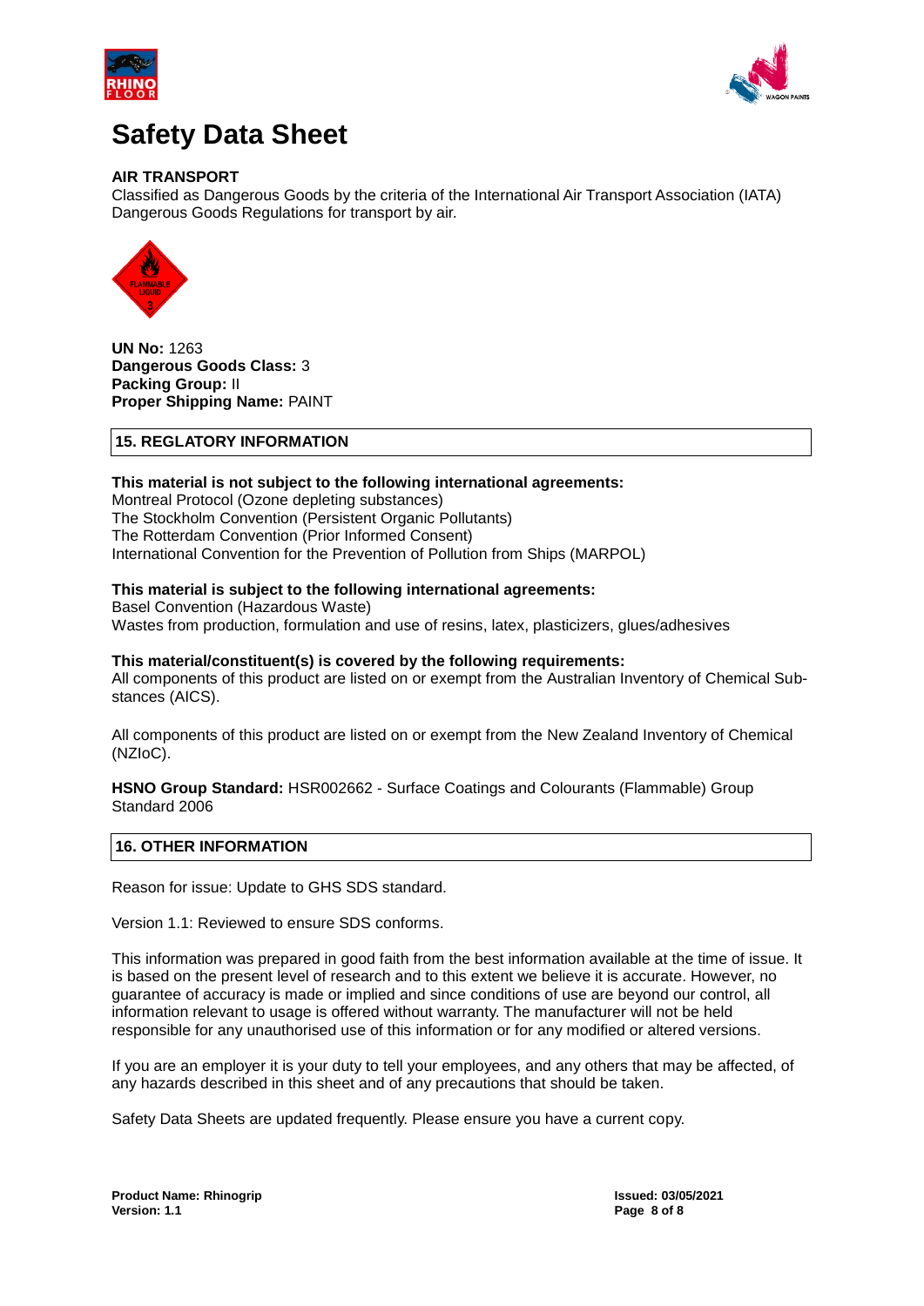# Safety Data Sheet

**AIR TRANSPORT**
Classified as Dangerous Goods by the criteria of the International Air Transport Association (IATA) Dangerous Goods Regulations for transport by air.

**UN No:** 1263
**Dangerous Goods Class:** 3
**Packing Group:** II
**Proper Shipping Name:** PAINT

## 15. REGLATORY INFORMATION

**This material is not subject to the following international agreements:**
Montreal Protocol (Ozone depleting substances)
The Stockholm Convention (Persistent Organic Pollutants)
The Rotterdam Convention (Prior Informed Consent)
International Convention for the Prevention of Pollution from Ships (MARPOL)

**This material is subject to the following international agreements:**
Basel Convention (Hazardous Waste)
Wastes from production, formulation and use of resins, latex, plasticizers, glues/adhesives

**This material/constituent(s) is covered by the following requirements:**
All components of this product are listed on or exempt from the Australian Inventory of Chemical Substances (AICS).

All components of this product are listed on or exempt from the New Zealand Inventory of Chemical (NZIoC).

**HSNO Group Standard:** HSR002662 - Surface Coatings and Colourants (Flammable) Group Standard 2006

## 16. OTHER INFORMATION

Reason for issue: Update to GHS SDS standard.

Version 1.1: Reviewed to ensure SDS conforms.

This information was prepared in good faith from the best information available at the time of issue. It is based on the present level of research and to this extent we believe it is accurate. However, no guarantee of accuracy is made or implied and since conditions of use are beyond our control, all information relevant to usage is offered without warranty. The manufacturer will not be held responsible for any unauthorised use of this information or for any modified or altered versions.

If you are an employer it is your duty to tell your employees, and any others that may be affected, of any hazards described in this sheet and of any precautions that should be taken.

Safety Data Sheets are updated frequently. Please ensure you have a current copy.